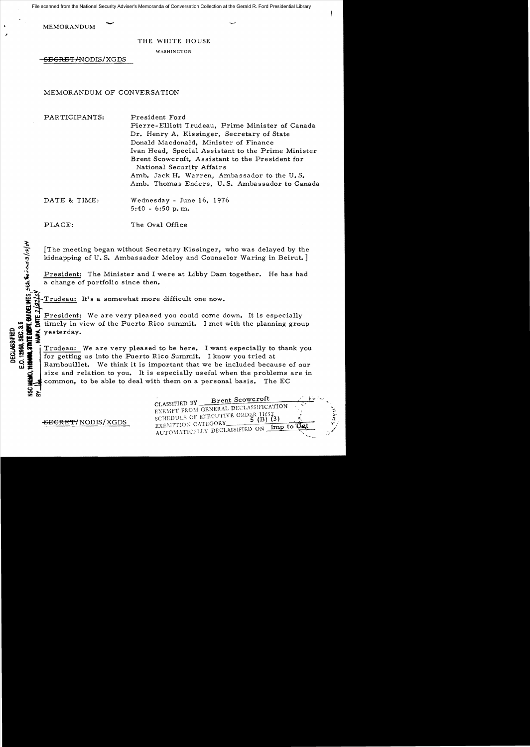MEMORANDUM

THE WHITE HOUSE

WASHINGTON

~~SECRET~~/NODIS/XGDS

MEMORANDUM OF CONVERSATION

PARTICIPANTS: President Ford
Pierre-Elliott Trudeau, Prime Minister of Canada
Dr. Henry A. Kissinger, Secretary of State
Donald Macdonald, Minister of Finance
Ivan Head, Special Assistant to the Prime Minister
Brent Scowcroft, Assistant to the President for National Security Affairs
Amb. Jack H. Warren, Ambassador to the U.S.
Amb. Thomas Enders, U.S. Ambassador to Canada

DATE & TIME: Wednesday - June 16, 1976
5:40 - 6:50 p.m.

PLACE: The Oval Office

[The meeting began without Secretary Kissinger, who was delayed by the kidnapping of U.S. Ambassador Meloy and Counselor Waring in Beirut.]

President: The Minister and I were at Libby Dam together. He has had a change of portfolio since then.

Trudeau: It's a somewhat more difficult one now.

President: We are very pleased you could come down. It is especially timely in view of the Puerto Rico summit. I met with the planning group yesterday.

Trudeau: We are very pleased to be here. I want especially to thank you for getting us into the Puerto Rico Summit. I know you tried at Rambouillet. We think it is important that we be included because of our size and relation to you. It is especially useful when the problems are in common, to be able to deal with them on a personal basis. The EC

DECLASSIFIED
E.O. 12958, SEC. 3.5
NSC MEMO, 11/24/98, STATE DEPT. GUIDELINES, State Rev. 3/12/04
BY ___ NARA, DATE 7/27/04

CLASSIFIED BY Brent Scowcroft
EXEMPT FROM GENERAL DECLASSIFICATION
SCHEDULE OF EXECUTIVE ORDER 11652
EXEMPTION CATEGORY 5 (B) (3)
AUTOMATICALLY DECLASSIFIED ON Imp to Det

~~SECRET~~/NODIS/XGDS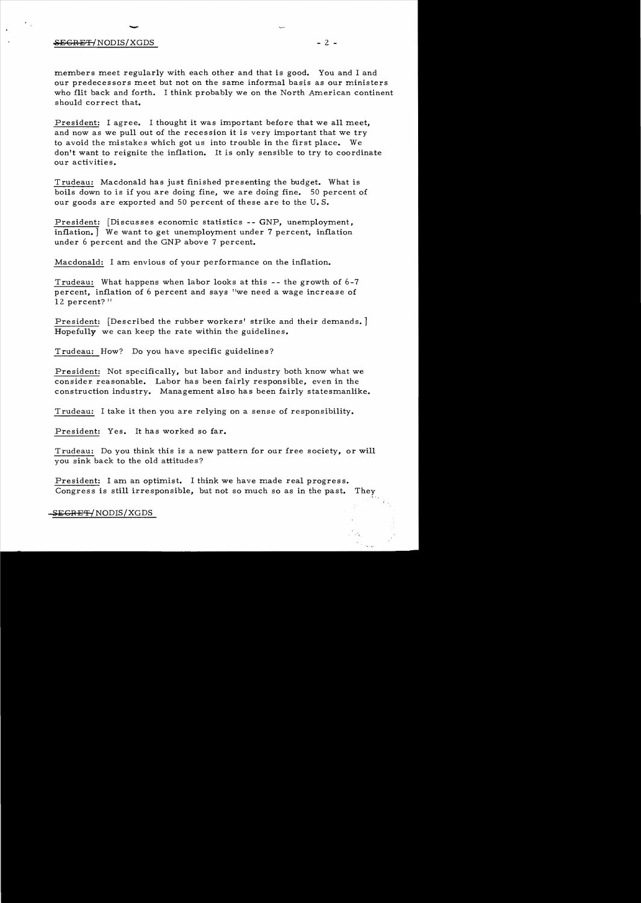members meet regularly with each other and that is good. You and I and our predecessors meet but not on the same informal basis as our ministers who flit back and forth. I think probably we on the North American continent should correct that.

President: I agree. I thought it was important before that we all meet, and now as we pull out of the recession it is very important that we try to avoid the mistakes which got us into trouble in the first place. We don't want to reignite the inflation. It is only sensible to try to coordinate our activities.

Trudeau: Macdonald has just finished presenting the budget. What is boils down to is if you are doing fine, we are doing fine. 50 percent of our goods are exported and 50 percent of these are to the U.S.

President: [Discusses economic statistics -- GNP, unemployment, inflation.] We want to get unemployment under 7 percent, inflation under 6 percent and the GNP above 7 percent.

Macdonald: I am envious of your performance on the inflation.

Trudeau: What happens when labor looks at this -- the growth of 6-7 percent, inflation of 6 percent and says "we need a wage increase of 12 percent?"

President: [Described the rubber workers' strike and their demands.] Hopefully we can keep the rate within the guidelines.

Trudeau: How? Do you have specific guidelines?

President: Not specifically, but labor and industry both know what we consider reasonable. Labor has been fairly responsible, even in the construction industry. Management also has been fairly statesmanlike.

Trudeau: I take it then you are relying on a sense of responsibility.

President: Yes. It has worked so far.

Trudeau: Do you think this is a new pattern for our free society, or will you sink back to the old attitudes?

President: I am an optimist. I think we have made real progress. Congress is still irresponsible, but not so much so as in the past. They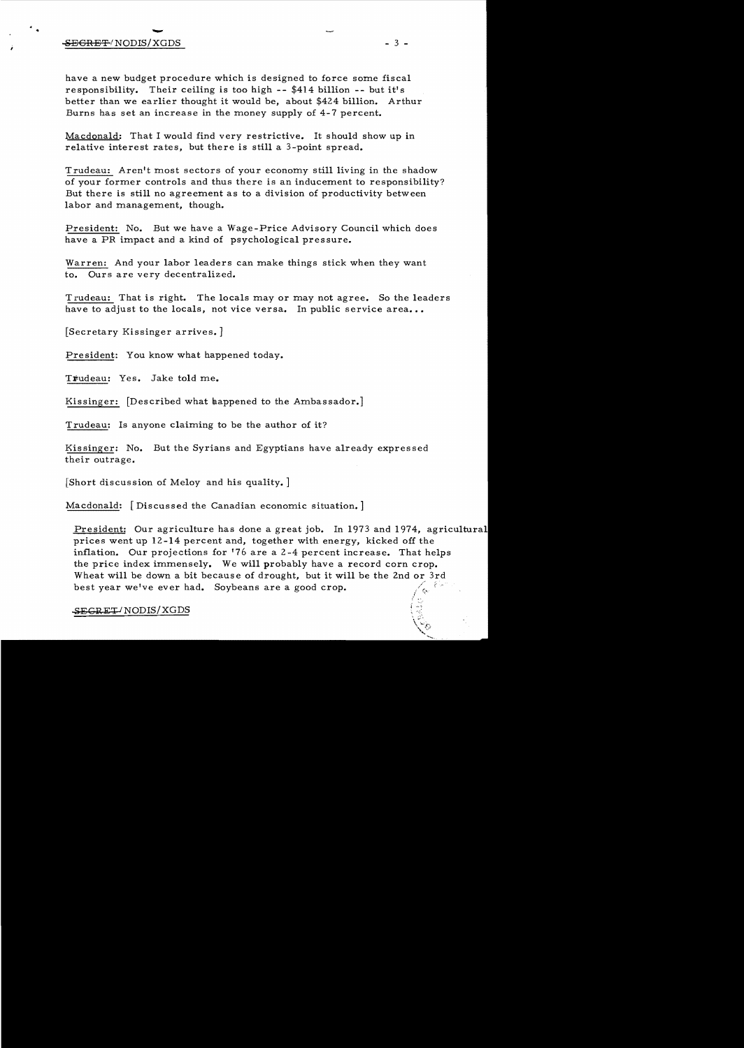have a new budget procedure which is designed to force some fiscal responsibility. Their ceiling is too high -- $414 billion -- but it's better than we earlier thought it would be, about $424 billion. Arthur Burns has set an increase in the money supply of 4-7 percent.

Macdonald: That I would find very restrictive. It should show up in relative interest rates, but there is still a 3-point spread.

Trudeau: Aren't most sectors of your economy still living in the shadow of your former controls and thus there is an inducement to responsibility? But there is still no agreement as to a division of productivity between labor and management, though.

President: No. But we have a Wage-Price Advisory Council which does have a PR impact and a kind of psychological pressure.

Warren: And your labor leaders can make things stick when they want to. Ours are very decentralized.

Trudeau: That is right. The locals may or may not agree. So the leaders have to adjust to the locals, not vice versa. In public service area...

[Secretary Kissinger arrives.]

President: You know what happened today.

Trudeau: Yes. Jake told me.

Kissinger: [Described what happened to the Ambassador.]

Trudeau: Is anyone claiming to be the author of it?

Kissinger: No. But the Syrians and Egyptians have already expressed their outrage.

[Short discussion of Meloy and his quality.]

Macdonald: [Discussed the Canadian economic situation.]

President: Our agriculture has done a great job. In 1973 and 1974, agricultural prices went up 12-14 percent and, together with energy, kicked off the inflation. Our projections for '76 are a 2-4 percent increase. That helps the price index immensely. We will probably have a record corn crop. Wheat will be down a bit because of drought, but it will be the 2nd or 3rd best year we've ever had. Soybeans are a good crop.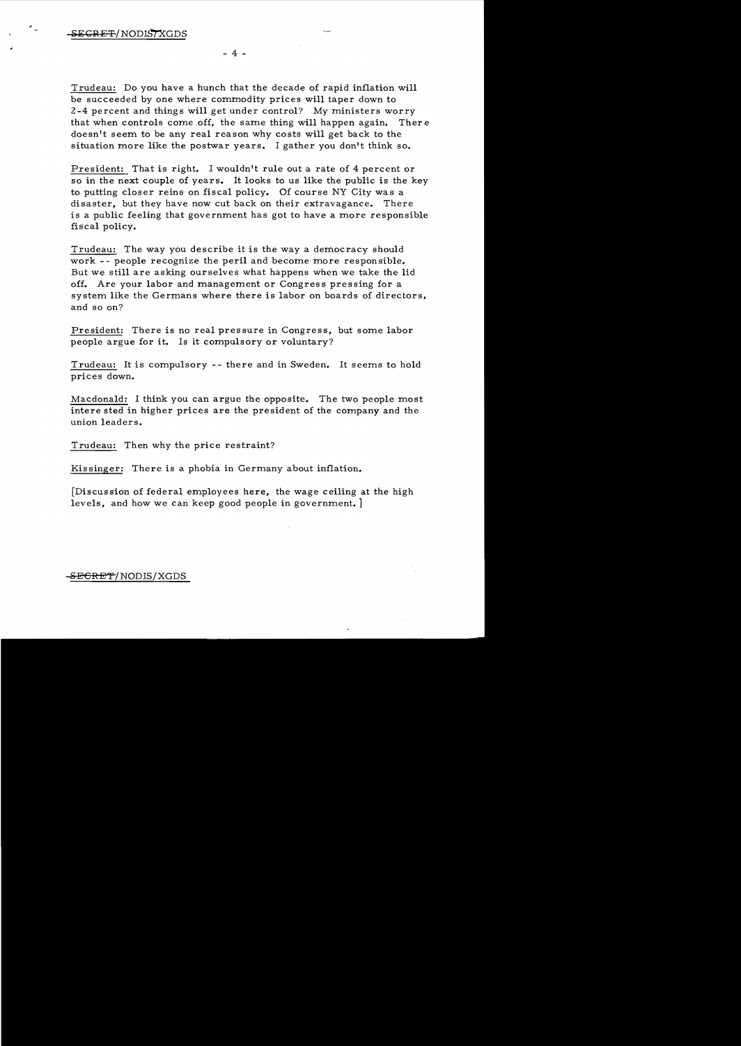Trudeau: Do you have a hunch that the decade of rapid inflation will be succeeded by one where commodity prices will taper down to 2-4 percent and things will get under control? My ministers worry that when controls come off, the same thing will happen again. There doesn't seem to be any real reason why costs will get back to the situation more like the postwar years. I gather you don't think so.

President: That is right. I wouldn't rule out a rate of 4 percent or so in the next couple of years. It looks to us like the public is the key to putting closer reins on fiscal policy. Of course NY City was a disaster, but they have now cut back on their extravagance. There is a public feeling that government has got to have a more responsible fiscal policy.

Trudeau: The way you describe it is the way a democracy should work -- people recognize the peril and become more responsible. But we still are asking ourselves what happens when we take the lid off. Are your labor and management or Congress pressing for a system like the Germans where there is labor on boards of directors, and so on?

President: There is no real pressure in Congress, but some labor people argue for it. Is it compulsory or voluntary?

Trudeau: It is compulsory -- there and in Sweden. It seems to hold prices down.

Macdonald: I think you can argue the opposite. The two people most interested in higher prices are the president of the company and the union leaders.

Trudeau: Then why the price restraint?

Kissinger: There is a phobia in Germany about inflation.

[Discussion of federal employees here, the wage ceiling at the high levels, and how we can keep good people in government.]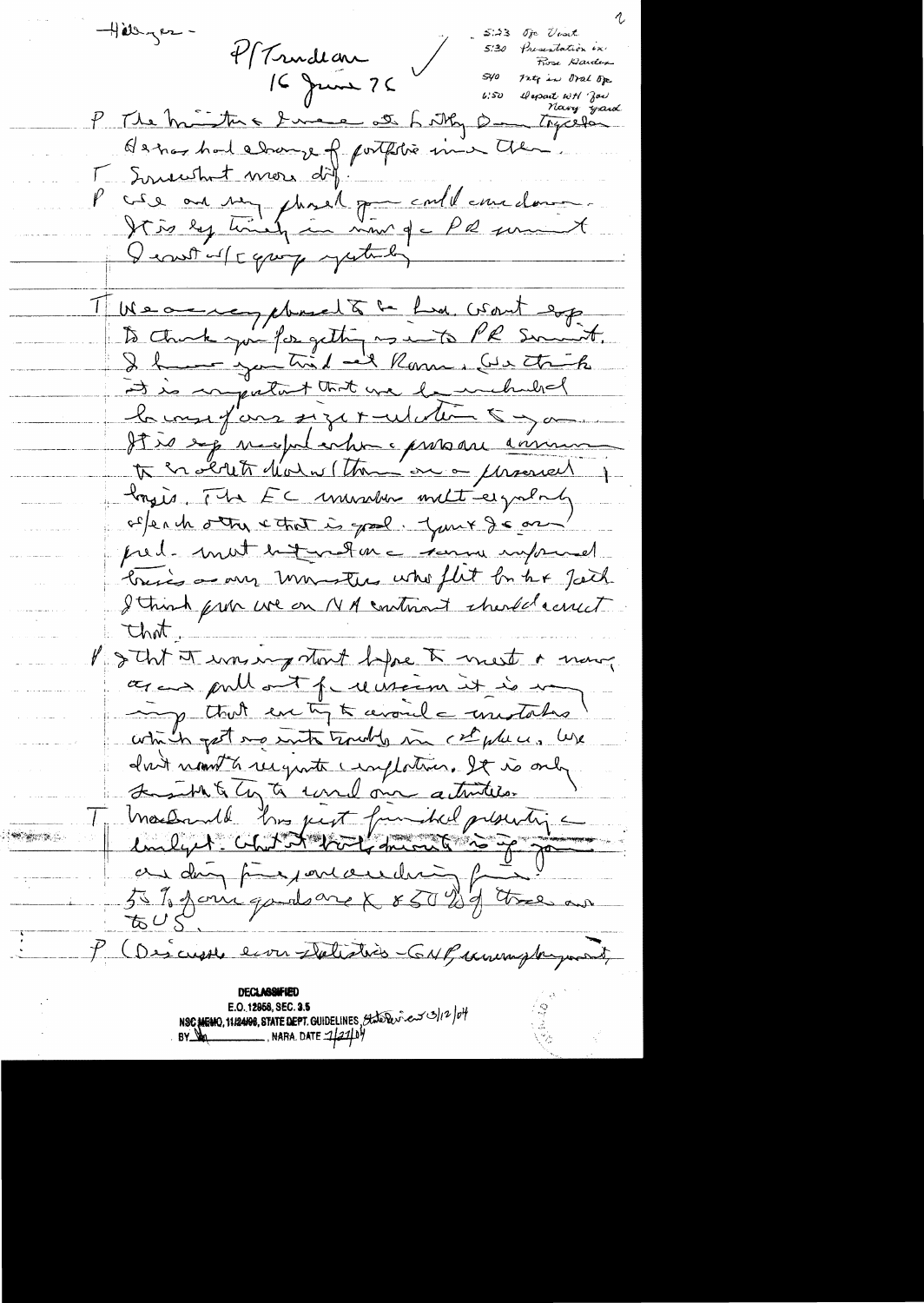Hillenger –

P/Trudeau

16 June 75

5:23 Op Visit
5:30 Presentation ex. Rose Garden
5:40 Pty in Oval Op
6:50 depart WH for Navy yard

P The minister & I were at both Dem. together. He has had change of portfolio since then.

T Somewhat more dif.

P We are very pleased you could come down. It is by timely in view of PR summit. I count w/ c group yesterday.

T We are very pleased to be here. Want esp to thank you for getting us into PR Summit. I know you tried at Ramb. We think it is important that we be included because of our size + relation to you. It is esp useful when pressure arises to consult close w/ them on a personal basis. The EC member meet regularly w/ each other + that is good. You + I are on phil. must but not in same informal basis as any ministers who flit back + forth. I think first we on NA continent should correct that.

P I think it was imp start before to meet + now, as we pull out of recession it is imp that we try to avoid mistakes which got us into trouble in 1st place. We don't want to reignite inflation. It is only sensible to try to coord our activities.

T MacDonald has just finished preparing a budget. What it boils down to is you are doing fine, and are doing fine. 50% of our goods are x & 50% of those are to US.

P (Discussed econ statistics – GNP, unemployment,

DECLASSIFIED
E.O. 12958, SEC. 3.5
NSC MEMO, 11/24/98, STATE DEPT. GUIDELINES, State Review 3/12/04
BY [initials] NARA, DATE 7/27/04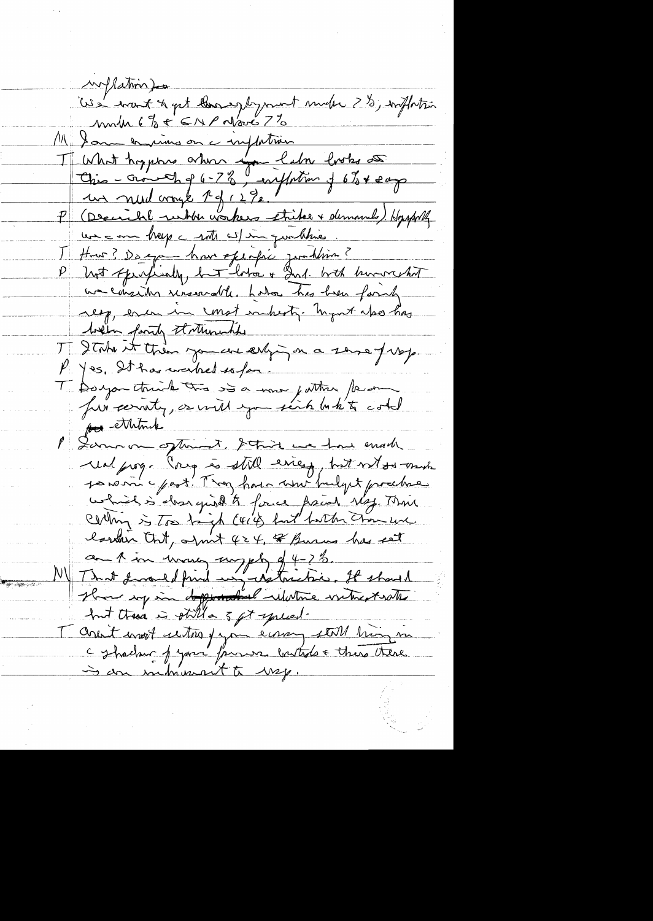inflation)

We want to get unemployment under 2%, inflation under 6% & GNP above 7%

M I am curious on the inflation

T What happens when your labor looks at this – growth of 6-7%, inflation of 6% & says we need wage ↑ of 12%.

P (Described rubber workers strike & demands) Hopefully we can keep the rate w/in guidelines.

T How? Do you have specific guidelines?

P Not specifically, but labor & Ind. both know what we consider unreasonable. Labor has been fairly resp, even in most industry. Mgmt also has been fairly statesmanlike.

T I take it then you are relying on a sense of resp.

P Yes. It has worked so far.

T Do you think this is a more pattern for our future security, or will you sink back to cold ~~...~~ outlook

P I am an optimist. I think we have enough real prog. Cong is still easy, but not so much so as in past. They have new budget procedure which is designed to force fiscal resp. Their ceiling is too high (414) but better than we earlier thought, about 424. & Burns has set an ↑ in money supply of 4-7%.

M That I would find very restrictive. It should show up in differential ~~...~~ in interest rates but there is still a 3 pt spread.

T Aren't most sectors of your economy still living in the shadow of your price controls & thus there is an inducement to resp.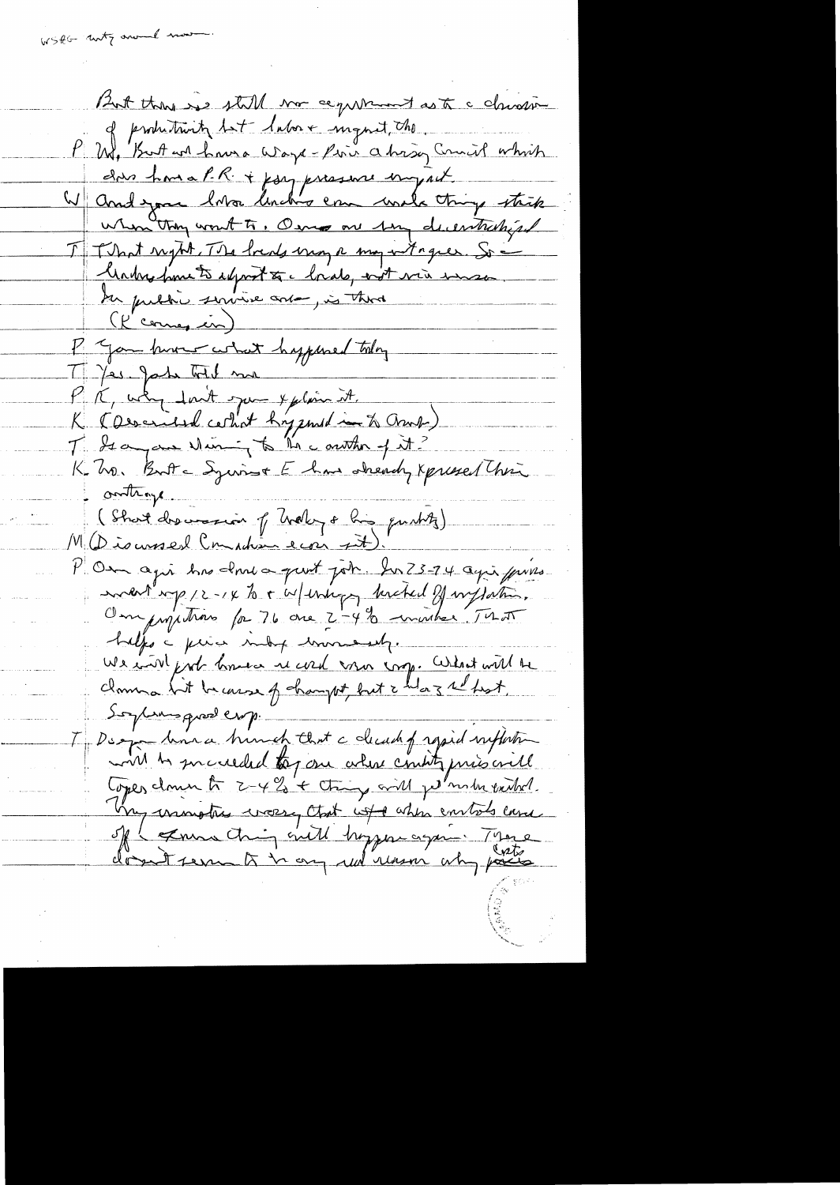WSAG mtg around noon

But there is still no requirement as to a division of productivity b/t labor + mgmt, tho.

P We, But we have a Wage-Price advisory Council which does have a P.R. + pay pressure impact.

W And your labor leaders can make things stick when they want to. Ours are very decentralized.

T That might. The locals may be more intransigent. So leaders have to appeal to the locals, not vice versa. In public service area, is there

(K comes in)

P You know what happened today

T Yes. Josh told me

P K, why don't you explain it.

K (Described what happened in the Cmte)

T Is anyone claiming to be the author of it?

K No. But the Syrians + E have already expressed their outrage.

(Short discussion of Waldheim + his position)

M (Discussed Canadian econ sit).

P Our agri has done a great job. In 73-74 agri prices went up 12-14% + w/energy kicked off inflation. Our projections for 76 are 2-4% increase. That helps the price index immensely.

We will not have a record corn crop. What will be demand hit because of drought, but 2nd or 3rd best. Soybeans good crop.

T Do you have a hunch that the decade of rapid inflation will be succeeded by one where commodity prices will taper down to 2-4% + things will get under control. Many economists worry that when controls came off the same thing will happen again. There doesn't seem to be any real reason why costs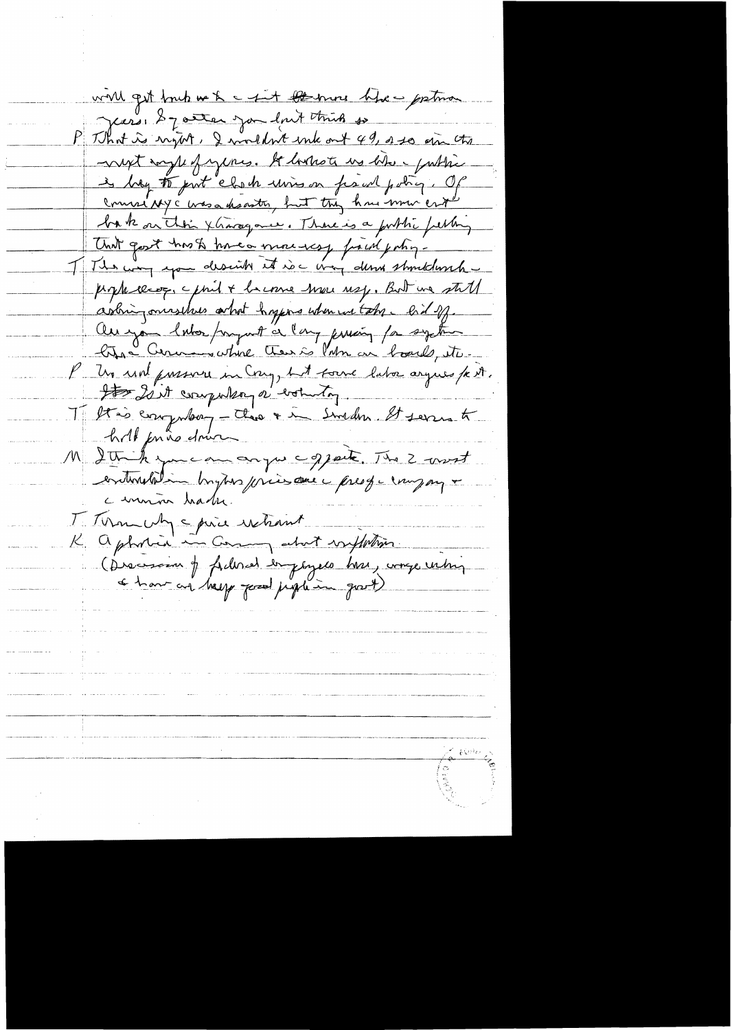will get back with a lot more like a postwar years. I gather you don't think so

P That is right. I wouldn't rule out 4%, 5% in the next couple of years. It looks to us like the public is beginning to put check reins on fiscal policy. Of course NYC was a disaster, but they have now cut back on their extravagance. There is a public feeling that govt has to have a more restrained fiscal policy.

T The way you describe it is a very dim slowdown — people recog. a point & become more responsible. But we still asking ourselves what happens when we take off. Are you labor proponent of long pricing for system like Germany where there is labor on boards, etc.

P No real pressure in Cong, but some labor argues for it. Is it compulsory or voluntary.

T It is compulsory — there & in Sweden. It seems to hold prices down.

M I think you can argue the opposite. The 2 worst entrenched in higher prices are the professional company & the union leader.

T Turn into a price restraint

K A phobia in Germany about inflation.

(Discussion of federal employees here, wage setting & how we keep good people in govt)